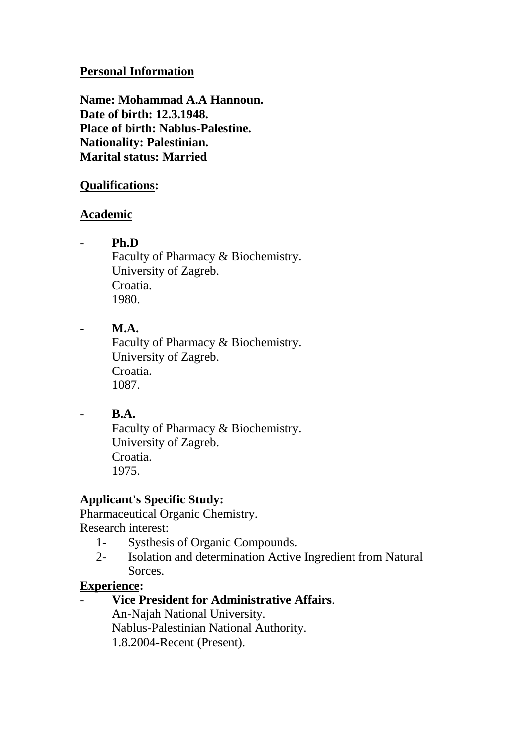## Personal Information

**Name: Mohammad A.A Hannoun.**
**Date of birth: 12.3.1948.**
**Place of birth: Nablus-Palestine.**
**Nationality: Palestinian.**
**Marital status: Married**

## Qualifications:

### Academic

- **Ph.D**
  Faculty of Pharmacy & Biochemistry.
  University of Zagreb.
  Croatia.
  1980.

- **M.A.**
  Faculty of Pharmacy & Biochemistry.
  University of Zagreb.
  Croatia.
  1087.

- **B.A.**
  Faculty of Pharmacy & Biochemistry.
  University of Zagreb.
  Croatia.
  1975.

**Applicant's Specific Study:**
Pharmaceutical Organic Chemistry.
Research interest:

1- Systhesis of Organic Compounds.
2- Isolation and determination Active Ingredient from Natural Sorces.

## Experience:

- **Vice President for Administrative Affairs**.
  An-Najah National University.
  Nablus-Palestinian National Authority.
  1.8.2004-Recent (Present).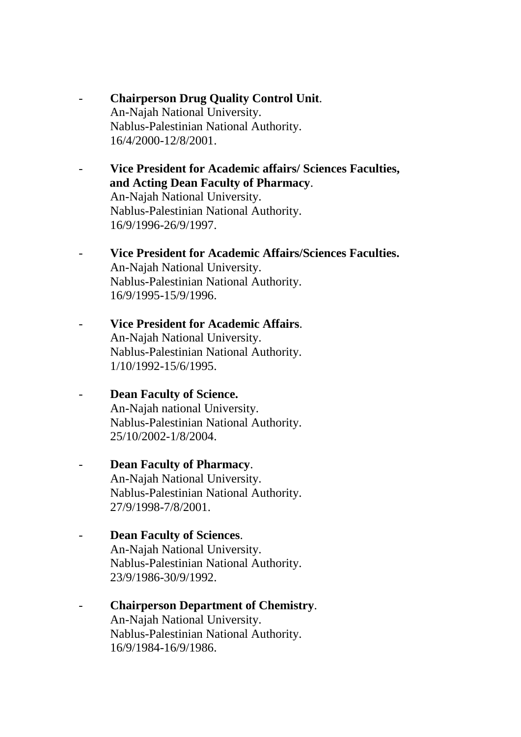- **Chairperson Drug Quality Control Unit**.  
  An-Najah National University.  
  Nablus-Palestinian National Authority.  
  16/4/2000-12/8/2001.

- **Vice President for Academic affairs/ Sciences Faculties, and Acting Dean Faculty of Pharmacy**.  
  An-Najah National University.  
  Nablus-Palestinian National Authority.  
  16/9/1996-26/9/1997.

- **Vice President for Academic Affairs/Sciences Faculties.**  
  An-Najah National University.  
  Nablus-Palestinian National Authority.  
  16/9/1995-15/9/1996.

- **Vice President for Academic Affairs**.  
  An-Najah National University.  
  Nablus-Palestinian National Authority.  
  1/10/1992-15/6/1995.

- **Dean Faculty of Science.**  
  An-Najah national University.  
  Nablus-Palestinian National Authority.  
  25/10/2002-1/8/2004.

- **Dean Faculty of Pharmacy**.  
  An-Najah National University.  
  Nablus-Palestinian National Authority.  
  27/9/1998-7/8/2001.

- **Dean Faculty of Sciences**.  
  An-Najah National University.  
  Nablus-Palestinian National Authority.  
  23/9/1986-30/9/1992.

- **Chairperson Department of Chemistry**.  
  An-Najah National University.  
  Nablus-Palestinian National Authority.  
  16/9/1984-16/9/1986.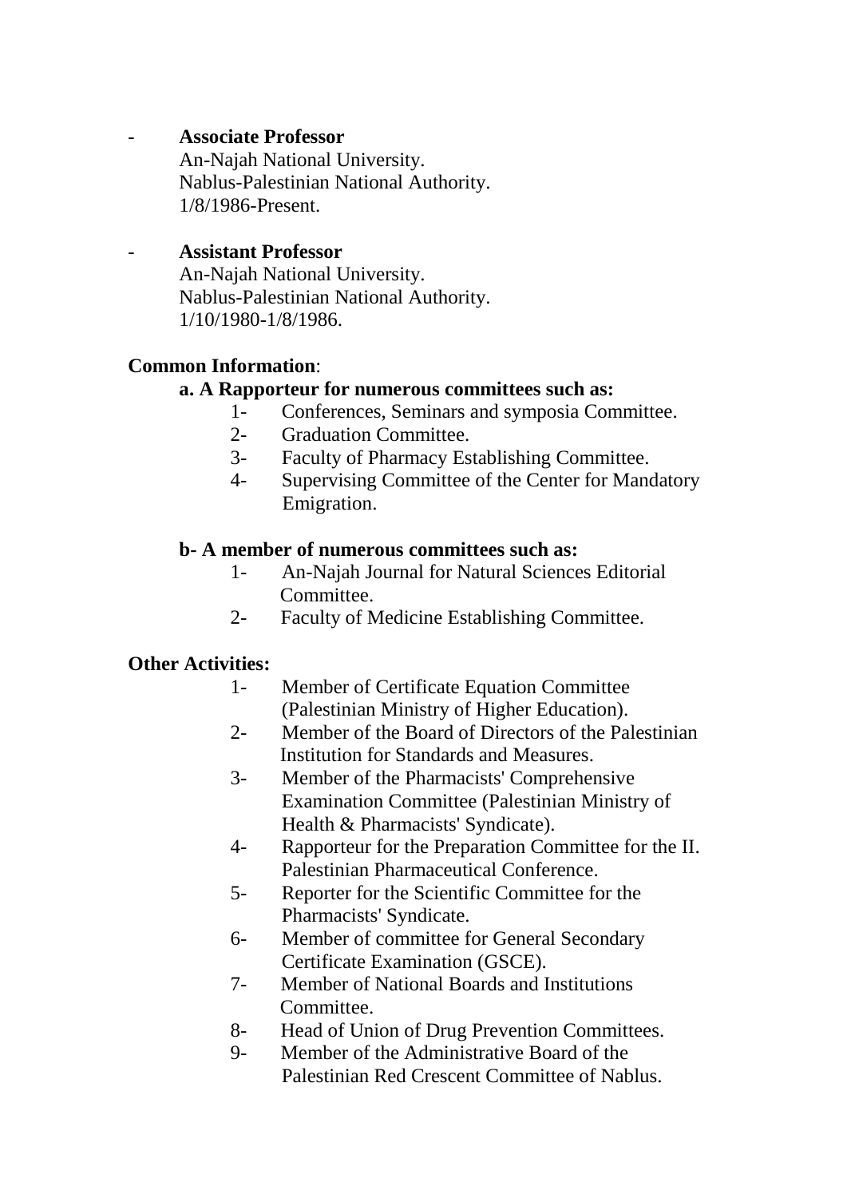- **Associate Professor**
  An-Najah National University.
  Nablus-Palestinian National Authority.
  1/8/1986-Present.

- **Assistant Professor**
  An-Najah National University.
  Nablus-Palestinian National Authority.
  1/10/1980-1/8/1986.

**Common Information**:

**a. A Rapporteur for numerous committees such as:**

1- Conferences, Seminars and symposia Committee.
2- Graduation Committee.
3- Faculty of Pharmacy Establishing Committee.
4- Supervising Committee of the Center for Mandatory Emigration.

**b- A member of numerous committees such as:**

1- An-Najah Journal for Natural Sciences Editorial Committee.
2- Faculty of Medicine Establishing Committee.

**Other Activities:**

1- Member of Certificate Equation Committee (Palestinian Ministry of Higher Education).
2- Member of the Board of Directors of the Palestinian Institution for Standards and Measures.
3- Member of the Pharmacists' Comprehensive Examination Committee (Palestinian Ministry of Health & Pharmacists' Syndicate).
4- Rapporteur for the Preparation Committee for the II. Palestinian Pharmaceutical Conference.
5- Reporter for the Scientific Committee for the Pharmacists' Syndicate.
6- Member of committee for General Secondary Certificate Examination (GSCE).
7- Member of National Boards and Institutions Committee.
8- Head of Union of Drug Prevention Committees.
9- Member of the Administrative Board of the Palestinian Red Crescent Committee of Nablus.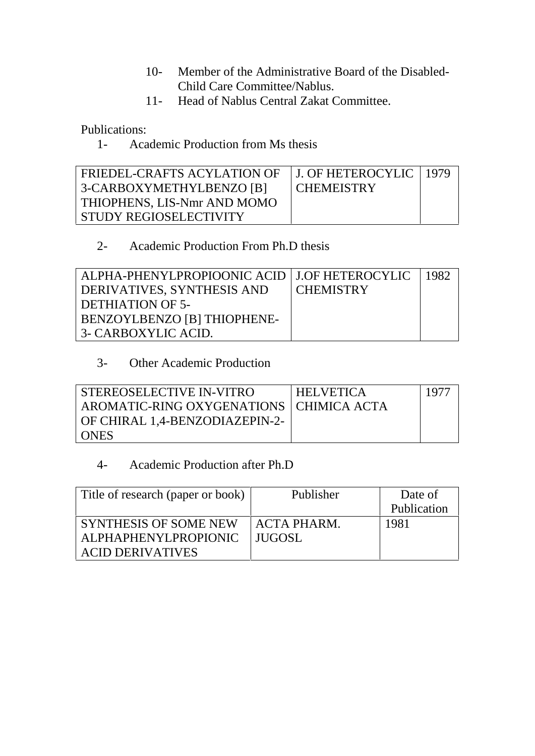10- Member of the Administrative Board of the Disabled-Child Care Committee/Nablus.
11- Head of Nablus Central Zakat Committee.

Publications:

1- Academic Production from Ms thesis

| | | |
|---|---|---|
| FRIEDEL-CRAFTS ACYLATION OF 3-CARBOXYMETHYLBENZO [B] THIOPHENS, LIS-Nmr AND MOMO STUDY REGIOSELECTIVITY | J. OF HETEROCYLIC CHEMEISTRY | 1979 |

2- Academic Production From Ph.D thesis

| | | |
|---|---|---|
| ALPHA-PHENYLPROPIOONIC ACID DERIVATIVES, SYNTHESIS AND DETHIATION OF 5-BENZOYLBENZO [B] THIOPHENE-3- CARBOXYLIC ACID. | J.OF HETEROCYLIC CHEMISTRY | 1982 |

3- Other Academic Production

| | | |
|---|---|---|
| STEREOSELECTIVE IN-VITRO AROMATIC-RING OXYGENATIONS OF CHIRAL 1,4-BENZODIAZEPIN-2-ONES | HELVETICA CHIMICA ACTA | 1977 |

4- Academic Production after Ph.D

| Title of research (paper or book) | Publisher | Date of Publication |
|---|---|---|
| SYNTHESIS OF SOME NEW ALPHAPHENYLPROPIONIC ACID DERIVATIVES | ACTA PHARM. JUGOSL | 1981 |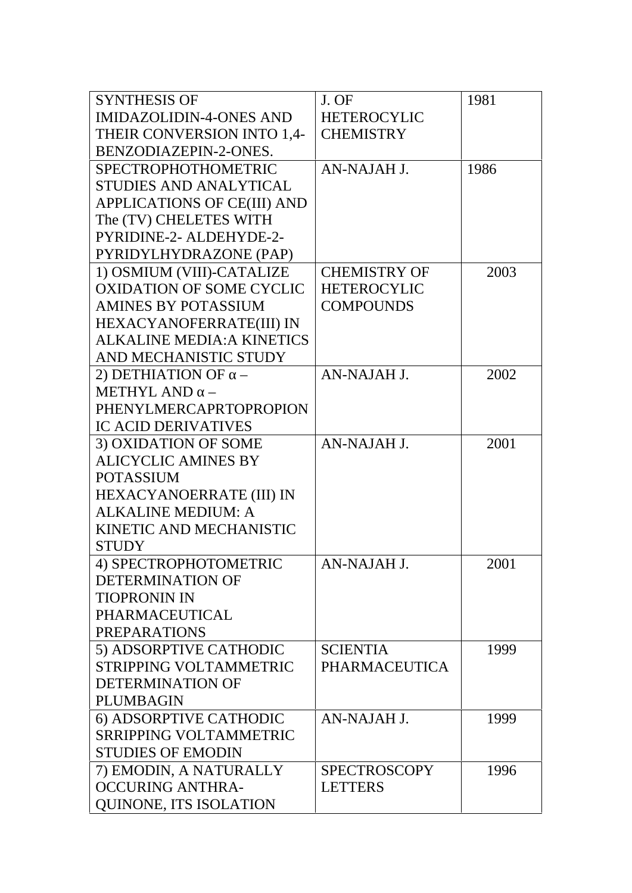| | | |
|---|---|---|
| SYNTHESIS OF IMIDAZOLIDIN-4-ONES AND THEIR CONVERSION INTO 1,4-BENZODIAZEPIN-2-ONES. | J. OF HETEROCYLIC CHEMISTRY | 1981 |
| SPECTROPHOTHOMETRIC STUDIES AND ANALYTICAL APPLICATIONS OF CE(III) AND The (TV) CHELETES WITH PYRIDINE-2- ALDEHYDE-2-PYRIDYLHYDRAZONE (PAP) | AN-NAJAH J. | 1986 |
| 1) OSMIUM (VIII)-CATALIZE OXIDATION OF SOME CYCLIC AMINES BY POTASSIUM HEXACYANOFERRATE(III) IN ALKALINE MEDIA:A KINETICS AND MECHANISTIC STUDY | CHEMISTRY OF HETEROCYLIC COMPOUNDS | 2003 |
| 2) DETHIATION OF α – METHYL AND α – PHENYLMERCAPRTOPROPIONIC ACID DERIVATIVES | AN-NAJAH J. | 2002 |
| 3) OXIDATION OF SOME ALICYCLIC AMINES BY POTASSIUM HEXACYANOERRATE (III) IN ALKALINE MEDIUM: A KINETIC AND MECHANISTIC STUDY | AN-NAJAH J. | 2001 |
| 4) SPECTROPHOTOMETRIC DETERMINATION OF TIOPRONIN IN PHARMACEUTICAL PREPARATIONS | AN-NAJAH J. | 2001 |
| 5) ADSORPTIVE CATHODIC STRIPPING VOLTAMMETRIC DETERMINATION OF PLUMBAGIN | SCIENTIA PHARMACEUTICA | 1999 |
| 6) ADSORPTIVE CATHODIC SRRIPPING VOLTAMMETRIC STUDIES OF EMODIN | AN-NAJAH J. | 1999 |
| 7) EMODIN, A NATURALLY OCCURING ANTHRA-QUINONE, ITS ISOLATION | SPECTROSCOPY LETTERS | 1996 |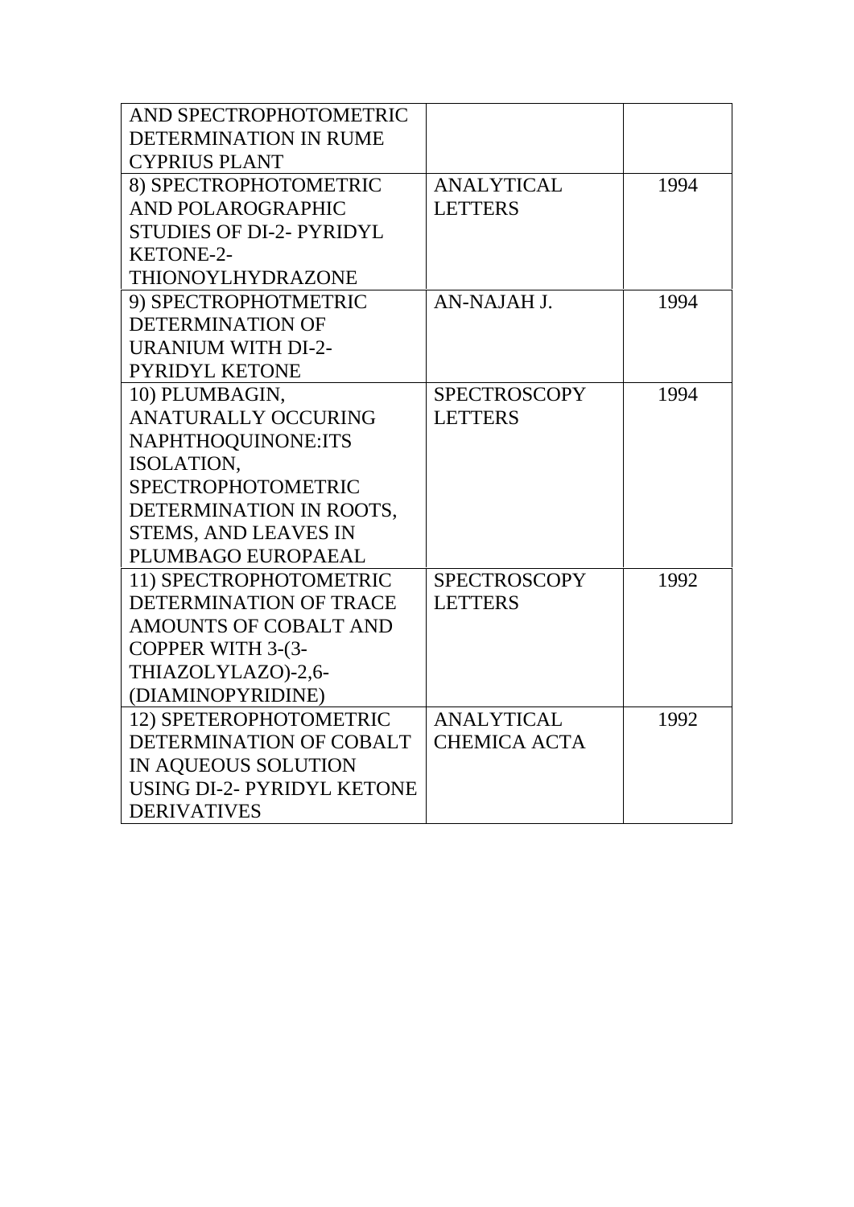| | | |
|---|---|---|
| AND SPECTROPHOTOMETRIC DETERMINATION IN RUME CYPRIUS PLANT | | |
| 8) SPECTROPHOTOMETRIC AND POLAROGRAPHIC STUDIES OF DI-2- PYRIDYL KETONE-2-THIONOYLHYDRAZONE | ANALYTICAL LETTERS | 1994 |
| 9) SPECTROPHOTMETRIC DETERMINATION OF URANIUM WITH DI-2-PYRIDYL KETONE | AN-NAJAH J. | 1994 |
| 10) PLUMBAGIN, ANATURALLY OCCURING NAPHTHOQUINONE:ITS ISOLATION, SPECTROPHOTOMETRIC DETERMINATION IN ROOTS, STEMS, AND LEAVES IN PLUMBAGO EUROPAEAL | SPECTROSCOPY LETTERS | 1994 |
| 11) SPECTROPHOTOMETRIC DETERMINATION OF TRACE AMOUNTS OF COBALT AND COPPER WITH 3-(3-THIAZOLYLAZO)-2,6-(DIAMINOPYRIDINE) | SPECTROSCOPY LETTERS | 1992 |
| 12) SPETEROPHOTOMETRIC DETERMINATION OF COBALT IN AQUEOUS SOLUTION USING DI-2- PYRIDYL KETONE DERIVATIVES | ANALYTICAL CHEMICA ACTA | 1992 |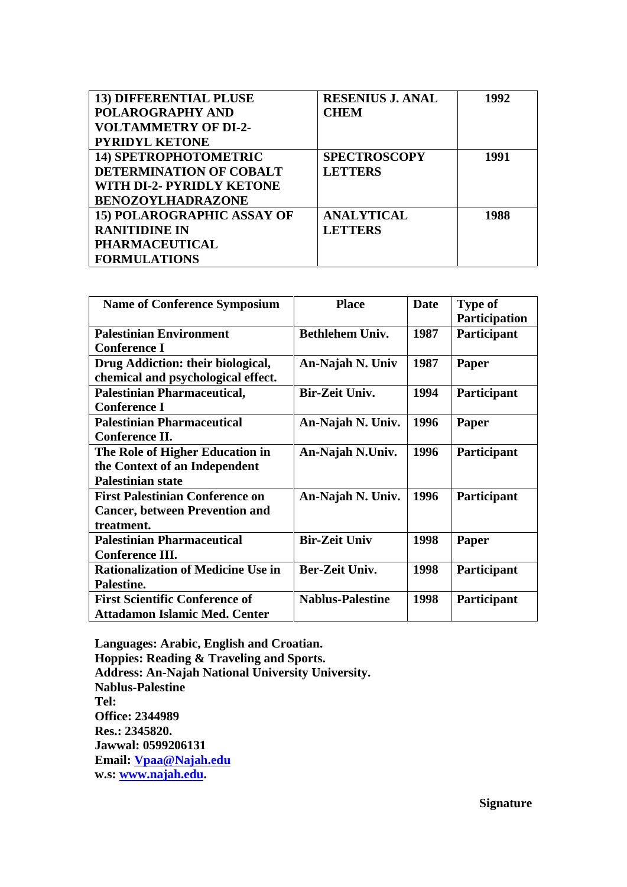| | | |
|---|---|---|
| **13) DIFFERENTIAL PLUSE POLAROGRAPHY AND VOLTAMMETRY OF DI-2-PYRIDYL KETONE** | **RESENIUS J. ANAL CHEM** | **1992** |
| **14) SPETROPHOTOMETRIC DETERMINATION OF COBALT WITH DI-2- PYRIDLY KETONE BENOZOYLHADRAZONE** | **SPECTROSCOPY LETTERS** | **1991** |
| **15) POLAROGRAPHIC ASSAY OF RANITIDINE IN PHARMACEUTICAL FORMULATIONS** | **ANALYTICAL LETTERS** | **1988** |

| Name of Conference Symposium | Place | Date | Type of Participation |
|---|---|---|---|
| **Palestinian Environment Conference I** | **Bethlehem Univ.** | **1987** | **Participant** |
| **Drug Addiction: their biological, chemical and psychological effect.** | **An-Najah N. Univ** | **1987** | **Paper** |
| **Palestinian Pharmaceutical, Conference I** | **Bir-Zeit Univ.** | **1994** | **Participant** |
| **Palestinian Pharmaceutical Conference II.** | **An-Najah N. Univ.** | **1996** | **Paper** |
| **The Role of Higher Education in the Context of an Independent Palestinian state** | **An-Najah N.Univ.** | **1996** | **Participant** |
| **First Palestinian Conference on Cancer, between Prevention and treatment.** | **An-Najah N. Univ.** | **1996** | **Participant** |
| **Palestinian Pharmaceutical Conference III.** | **Bir-Zeit Univ** | **1998** | **Paper** |
| **Rationalization of Medicine Use in Palestine.** | **Ber-Zeit Univ.** | **1998** | **Participant** |
| **First Scientific Conference of Attadamon Islamic Med. Center** | **Nablus-Palestine** | **1998** | **Participant** |

**Languages: Arabic, English and Croatian.**
**Hoppies: Reading & Traveling and Sports.**
**Address: An-Najah National University University.**
**Nablus-Palestine**
**Tel:**
**Office: 2344989**
**Res.: 2345820.**
**Jawwal: 0599206131**
**Email: Vpaa@Najah.edu**
**w.s: www.najah.edu.**

**Signature**